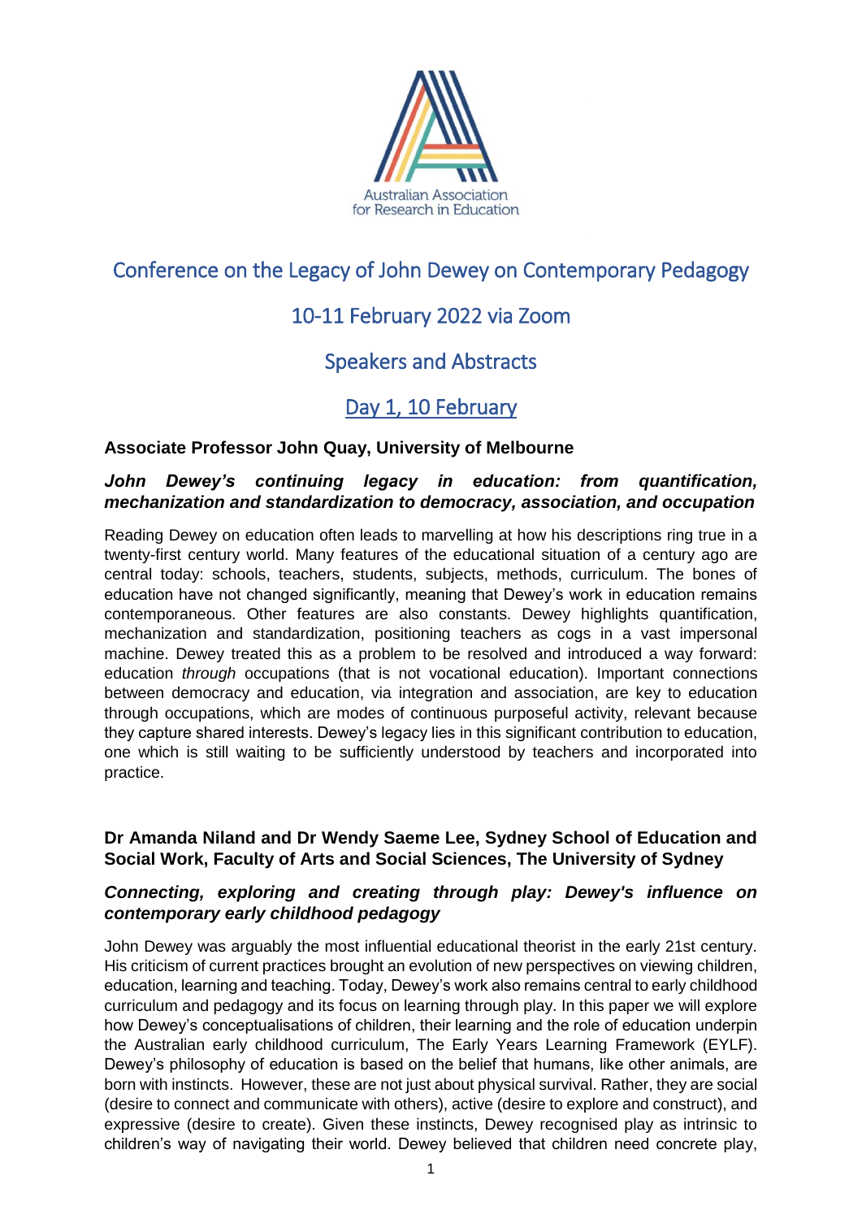Australian Association for Research in Education

# Conference on the Legacy of John Dewey on Contemporary Pedagogy

## 10-11 February 2022 via Zoom

## Speakers and Abstracts

## Day 1, 10 February

### Associate Professor John Quay, University of Melbourne

***John Dewey's continuing legacy in education: from quantification, mechanization and standardization to democracy, association, and occupation***

Reading Dewey on education often leads to marvelling at how his descriptions ring true in a twenty-first century world. Many features of the educational situation of a century ago are central today: schools, teachers, students, subjects, methods, curriculum. The bones of education have not changed significantly, meaning that Dewey's work in education remains contemporaneous. Other features are also constants. Dewey highlights quantification, mechanization and standardization, positioning teachers as cogs in a vast impersonal machine. Dewey treated this as a problem to be resolved and introduced a way forward: education *through* occupations (that is not vocational education). Important connections between democracy and education, via integration and association, are key to education through occupations, which are modes of continuous purposeful activity, relevant because they capture shared interests. Dewey's legacy lies in this significant contribution to education, one which is still waiting to be sufficiently understood by teachers and incorporated into practice.

### Dr Amanda Niland and Dr Wendy Saeme Lee, Sydney School of Education and Social Work, Faculty of Arts and Social Sciences, The University of Sydney

***Connecting, exploring and creating through play: Dewey's influence on contemporary early childhood pedagogy***

John Dewey was arguably the most influential educational theorist in the early 21st century. His criticism of current practices brought an evolution of new perspectives on viewing children, education, learning and teaching. Today, Dewey's work also remains central to early childhood curriculum and pedagogy and its focus on learning through play. In this paper we will explore how Dewey's conceptualisations of children, their learning and the role of education underpin the Australian early childhood curriculum, The Early Years Learning Framework (EYLF). Dewey's philosophy of education is based on the belief that humans, like other animals, are born with instincts. However, these are not just about physical survival. Rather, they are social (desire to connect and communicate with others), active (desire to explore and construct), and expressive (desire to create). Given these instincts, Dewey recognised play as intrinsic to children's way of navigating their world. Dewey believed that children need concrete play,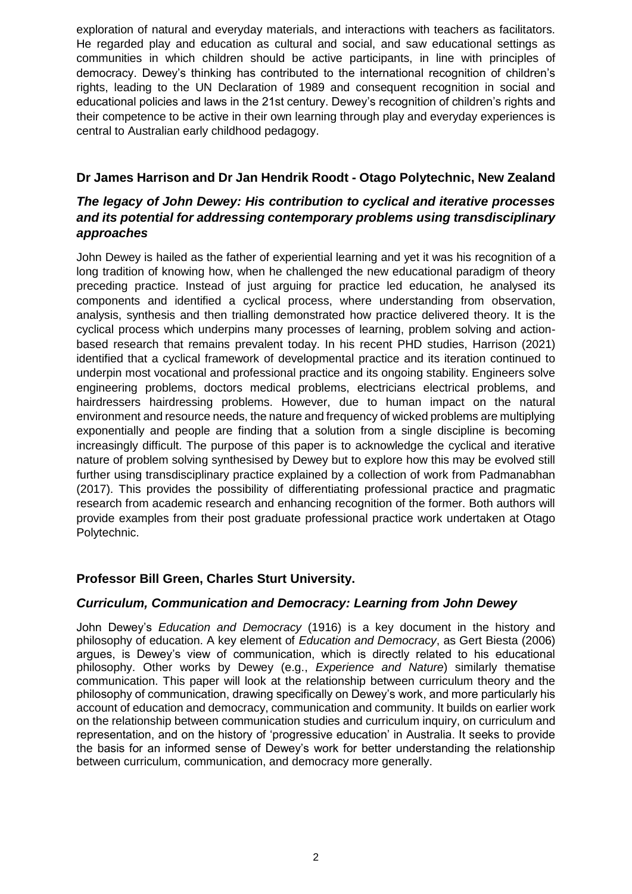exploration of natural and everyday materials, and interactions with teachers as facilitators. He regarded play and education as cultural and social, and saw educational settings as communities in which children should be active participants, in line with principles of democracy. Dewey's thinking has contributed to the international recognition of children's rights, leading to the UN Declaration of 1989 and consequent recognition in social and educational policies and laws in the 21st century. Dewey's recognition of children's rights and their competence to be active in their own learning through play and everyday experiences is central to Australian early childhood pedagogy.

### Dr James Harrison and Dr Jan Hendrik Roodt - Otago Polytechnic, New Zealand

### *The legacy of John Dewey: His contribution to cyclical and iterative processes and its potential for addressing contemporary problems using transdisciplinary approaches*

John Dewey is hailed as the father of experiential learning and yet it was his recognition of a long tradition of knowing how, when he challenged the new educational paradigm of theory preceding practice. Instead of just arguing for practice led education, he analysed its components and identified a cyclical process, where understanding from observation, analysis, synthesis and then trialling demonstrated how practice delivered theory. It is the cyclical process which underpins many processes of learning, problem solving and action-based research that remains prevalent today. In his recent PHD studies, Harrison (2021) identified that a cyclical framework of developmental practice and its iteration continued to underpin most vocational and professional practice and its ongoing stability. Engineers solve engineering problems, doctors medical problems, electricians electrical problems, and hairdressers hairdressing problems. However, due to human impact on the natural environment and resource needs, the nature and frequency of wicked problems are multiplying exponentially and people are finding that a solution from a single discipline is becoming increasingly difficult. The purpose of this paper is to acknowledge the cyclical and iterative nature of problem solving synthesised by Dewey but to explore how this may be evolved still further using transdisciplinary practice explained by a collection of work from Padmanabhan (2017). This provides the possibility of differentiating professional practice and pragmatic research from academic research and enhancing recognition of the former. Both authors will provide examples from their post graduate professional practice work undertaken at Otago Polytechnic.

### Professor Bill Green, Charles Sturt University.

### *Curriculum, Communication and Democracy: Learning from John Dewey*

John Dewey's *Education and Democracy* (1916) is a key document in the history and philosophy of education. A key element of *Education and Democracy*, as Gert Biesta (2006) argues, is Dewey's view of communication, which is directly related to his educational philosophy. Other works by Dewey (e.g., *Experience and Nature*) similarly thematise communication. This paper will look at the relationship between curriculum theory and the philosophy of communication, drawing specifically on Dewey's work, and more particularly his account of education and democracy, communication and community. It builds on earlier work on the relationship between communication studies and curriculum inquiry, on curriculum and representation, and on the history of 'progressive education' in Australia. It seeks to provide the basis for an informed sense of Dewey's work for better understanding the relationship between curriculum, communication, and democracy more generally.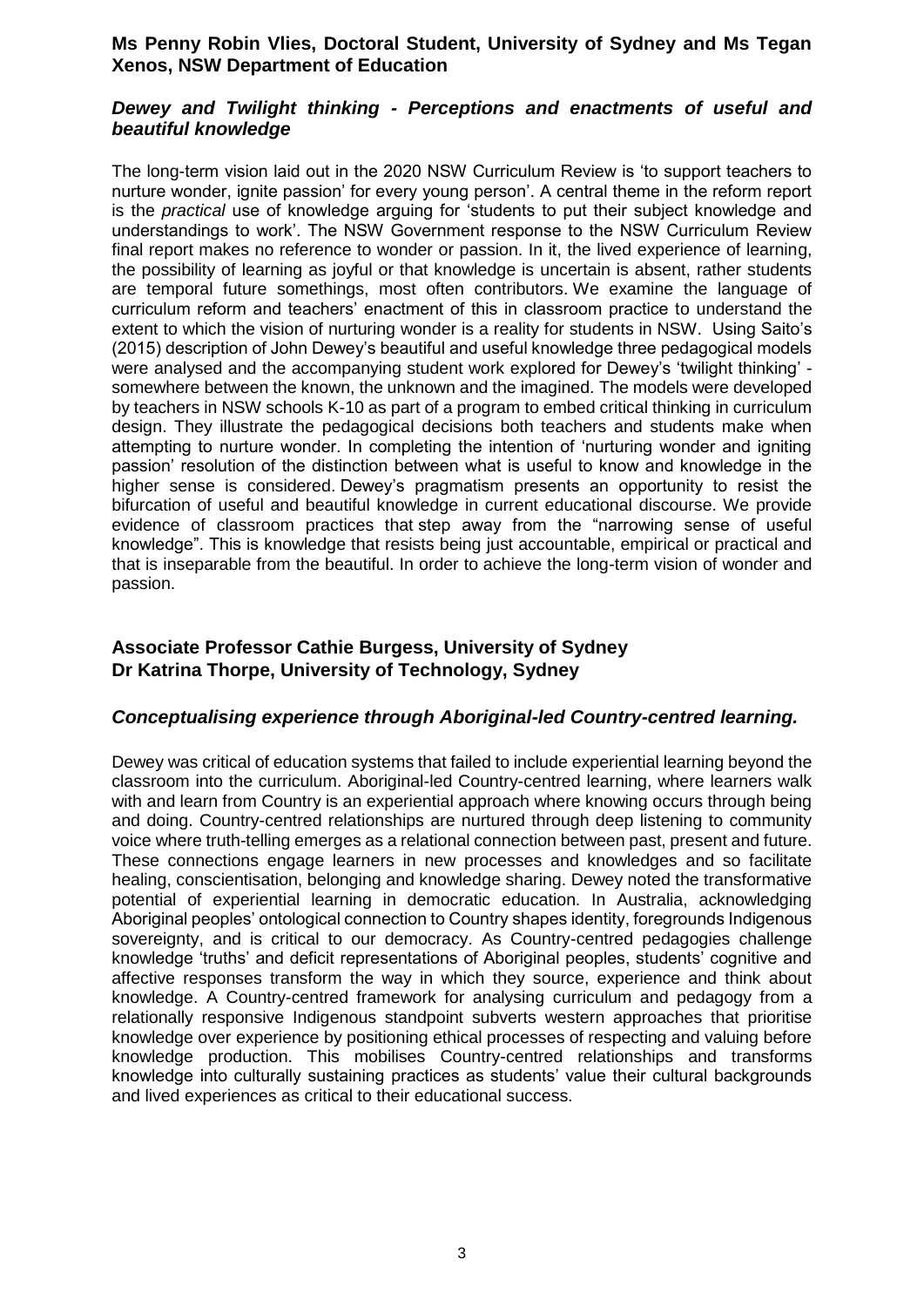**Ms Penny Robin Vlies, Doctoral Student, University of Sydney and Ms Tegan Xenos, NSW Department of Education**

### *Dewey and Twilight thinking - Perceptions and enactments of useful and beautiful knowledge*

The long-term vision laid out in the 2020 NSW Curriculum Review is 'to support teachers to nurture wonder, ignite passion' for every young person'. A central theme in the reform report is the *practical* use of knowledge arguing for 'students to put their subject knowledge and understandings to work'. The NSW Government response to the NSW Curriculum Review final report makes no reference to wonder or passion. In it, the lived experience of learning, the possibility of learning as joyful or that knowledge is uncertain is absent, rather students are temporal future somethings, most often contributors. We examine the language of curriculum reform and teachers' enactment of this in classroom practice to understand the extent to which the vision of nurturing wonder is a reality for students in NSW. Using Saito's (2015) description of John Dewey's beautiful and useful knowledge three pedagogical models were analysed and the accompanying student work explored for Dewey's 'twilight thinking' - somewhere between the known, the unknown and the imagined. The models were developed by teachers in NSW schools K-10 as part of a program to embed critical thinking in curriculum design. They illustrate the pedagogical decisions both teachers and students make when attempting to nurture wonder. In completing the intention of 'nurturing wonder and igniting passion' resolution of the distinction between what is useful to know and knowledge in the higher sense is considered. Dewey's pragmatism presents an opportunity to resist the bifurcation of useful and beautiful knowledge in current educational discourse. We provide evidence of classroom practices that step away from the "narrowing sense of useful knowledge". This is knowledge that resists being just accountable, empirical or practical and that is inseparable from the beautiful. In order to achieve the long-term vision of wonder and passion.

**Associate Professor Cathie Burgess, University of Sydney**
**Dr Katrina Thorpe, University of Technology, Sydney**

### *Conceptualising experience through Aboriginal-led Country-centred learning.*

Dewey was critical of education systems that failed to include experiential learning beyond the classroom into the curriculum. Aboriginal-led Country-centred learning, where learners walk with and learn from Country is an experiential approach where knowing occurs through being and doing. Country-centred relationships are nurtured through deep listening to community voice where truth-telling emerges as a relational connection between past, present and future. These connections engage learners in new processes and knowledges and so facilitate healing, conscientisation, belonging and knowledge sharing. Dewey noted the transformative potential of experiential learning in democratic education. In Australia, acknowledging Aboriginal peoples' ontological connection to Country shapes identity, foregrounds Indigenous sovereignty, and is critical to our democracy. As Country-centred pedagogies challenge knowledge 'truths' and deficit representations of Aboriginal peoples, students' cognitive and affective responses transform the way in which they source, experience and think about knowledge. A Country-centred framework for analysing curriculum and pedagogy from a relationally responsive Indigenous standpoint subverts western approaches that prioritise knowledge over experience by positioning ethical processes of respecting and valuing before knowledge production. This mobilises Country-centred relationships and transforms knowledge into culturally sustaining practices as students' value their cultural backgrounds and lived experiences as critical to their educational success.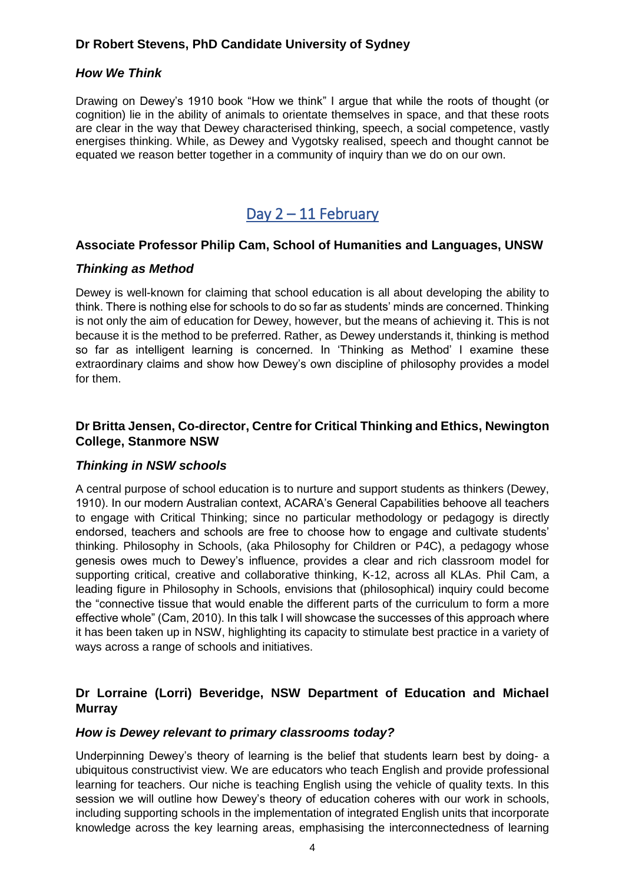**Dr Robert Stevens, PhD Candidate University of Sydney**

***How We Think***

Drawing on Dewey's 1910 book "How we think" I argue that while the roots of thought (or cognition) lie in the ability of animals to orientate themselves in space, and that these roots are clear in the way that Dewey characterised thinking, speech, a social competence, vastly energises thinking. While, as Dewey and Vygotsky realised, speech and thought cannot be equated we reason better together in a community of inquiry than we do on our own.

## Day 2 – 11 February

**Associate Professor Philip Cam, School of Humanities and Languages, UNSW**

***Thinking as Method***

Dewey is well-known for claiming that school education is all about developing the ability to think. There is nothing else for schools to do so far as students' minds are concerned. Thinking is not only the aim of education for Dewey, however, but the means of achieving it. This is not because it is the method to be preferred. Rather, as Dewey understands it, thinking is method so far as intelligent learning is concerned. In 'Thinking as Method' I examine these extraordinary claims and show how Dewey's own discipline of philosophy provides a model for them.

**Dr Britta Jensen, Co-director, Centre for Critical Thinking and Ethics, Newington College, Stanmore NSW**

***Thinking in NSW schools***

A central purpose of school education is to nurture and support students as thinkers (Dewey, 1910). In our modern Australian context, ACARA's General Capabilities behoove all teachers to engage with Critical Thinking; since no particular methodology or pedagogy is directly endorsed, teachers and schools are free to choose how to engage and cultivate students' thinking. Philosophy in Schools, (aka Philosophy for Children or P4C), a pedagogy whose genesis owes much to Dewey's influence, provides a clear and rich classroom model for supporting critical, creative and collaborative thinking, K-12, across all KLAs. Phil Cam, a leading figure in Philosophy in Schools, envisions that (philosophical) inquiry could become the "connective tissue that would enable the different parts of the curriculum to form a more effective whole" (Cam, 2010). In this talk I will showcase the successes of this approach where it has been taken up in NSW, highlighting its capacity to stimulate best practice in a variety of ways across a range of schools and initiatives.

**Dr Lorraine (Lorri) Beveridge, NSW Department of Education and Michael Murray**

***How is Dewey relevant to primary classrooms today?***

Underpinning Dewey's theory of learning is the belief that students learn best by doing- a ubiquitous constructivist view. We are educators who teach English and provide professional learning for teachers. Our niche is teaching English using the vehicle of quality texts. In this session we will outline how Dewey's theory of education coheres with our work in schools, including supporting schools in the implementation of integrated English units that incorporate knowledge across the key learning areas, emphasising the interconnectedness of learning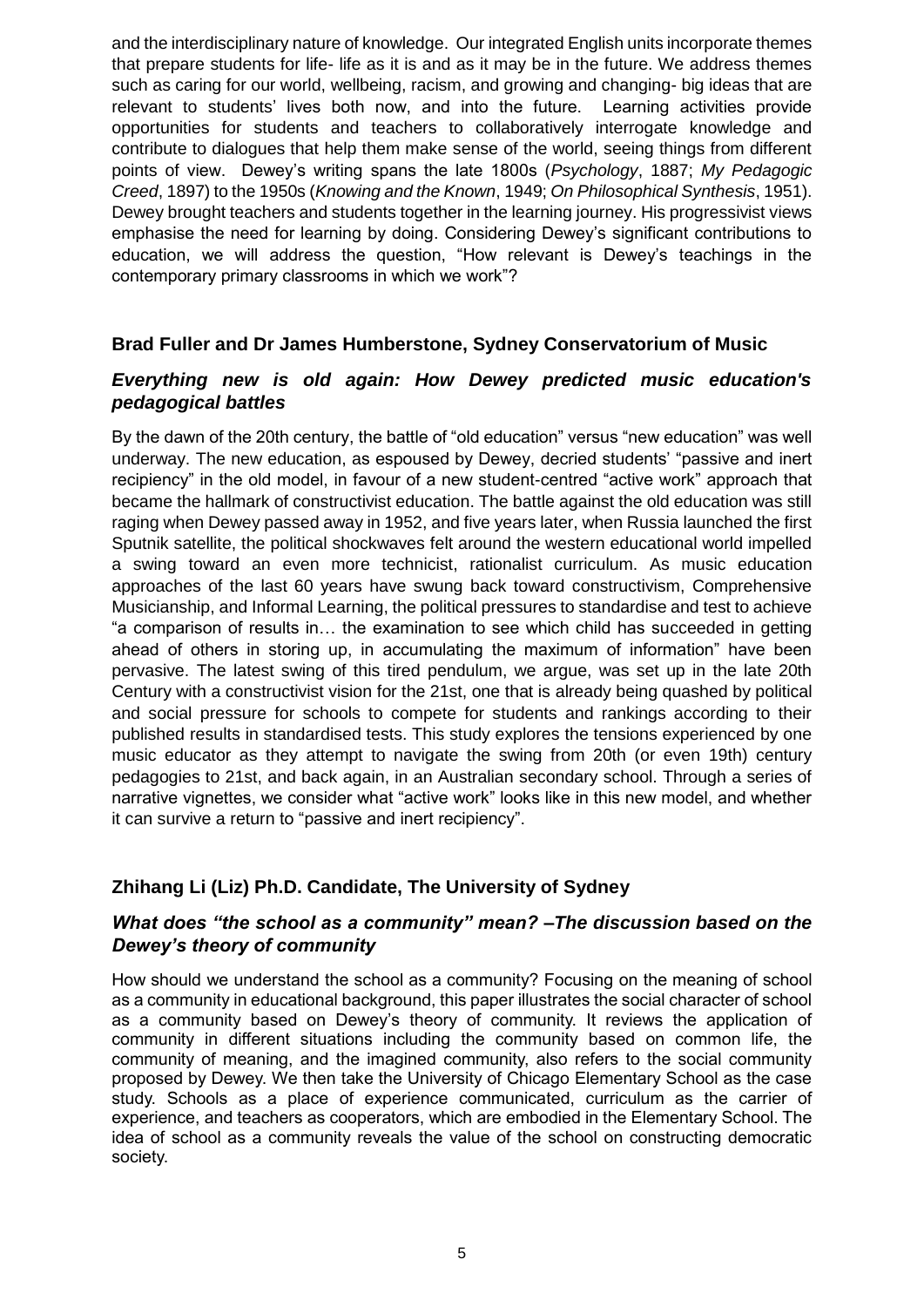and the interdisciplinary nature of knowledge. Our integrated English units incorporate themes that prepare students for life- life as it is and as it may be in the future. We address themes such as caring for our world, wellbeing, racism, and growing and changing- big ideas that are relevant to students' lives both now, and into the future. Learning activities provide opportunities for students and teachers to collaboratively interrogate knowledge and contribute to dialogues that help them make sense of the world, seeing things from different points of view. Dewey's writing spans the late 1800s (*Psychology*, 1887; *My Pedagogic Creed*, 1897) to the 1950s (*Knowing and the Known*, 1949; *On Philosophical Synthesis*, 1951). Dewey brought teachers and students together in the learning journey. His progressivist views emphasise the need for learning by doing. Considering Dewey's significant contributions to education, we will address the question, "How relevant is Dewey's teachings in the contemporary primary classrooms in which we work"?

### Brad Fuller and Dr James Humberstone, Sydney Conservatorium of Music

#### *Everything new is old again: How Dewey predicted music education's pedagogical battles*

By the dawn of the 20th century, the battle of "old education" versus "new education" was well underway. The new education, as espoused by Dewey, decried students' "passive and inert recipiency" in the old model, in favour of a new student-centred "active work" approach that became the hallmark of constructivist education. The battle against the old education was still raging when Dewey passed away in 1952, and five years later, when Russia launched the first Sputnik satellite, the political shockwaves felt around the western educational world impelled a swing toward an even more technicist, rationalist curriculum. As music education approaches of the last 60 years have swung back toward constructivism, Comprehensive Musicianship, and Informal Learning, the political pressures to standardise and test to achieve "a comparison of results in… the examination to see which child has succeeded in getting ahead of others in storing up, in accumulating the maximum of information" have been pervasive. The latest swing of this tired pendulum, we argue, was set up in the late 20th Century with a constructivist vision for the 21st, one that is already being quashed by political and social pressure for schools to compete for students and rankings according to their published results in standardised tests. This study explores the tensions experienced by one music educator as they attempt to navigate the swing from 20th (or even 19th) century pedagogies to 21st, and back again, in an Australian secondary school. Through a series of narrative vignettes, we consider what "active work" looks like in this new model, and whether it can survive a return to "passive and inert recipiency".

### Zhihang Li (Liz) Ph.D. Candidate, The University of Sydney

#### *What does "the school as a community" mean? –The discussion based on the Dewey's theory of community*

How should we understand the school as a community? Focusing on the meaning of school as a community in educational background, this paper illustrates the social character of school as a community based on Dewey's theory of community. It reviews the application of community in different situations including the community based on common life, the community of meaning, and the imagined community, also refers to the social community proposed by Dewey. We then take the University of Chicago Elementary School as the case study. Schools as a place of experience communicated, curriculum as the carrier of experience, and teachers as cooperators, which are embodied in the Elementary School. The idea of school as a community reveals the value of the school on constructing democratic society.